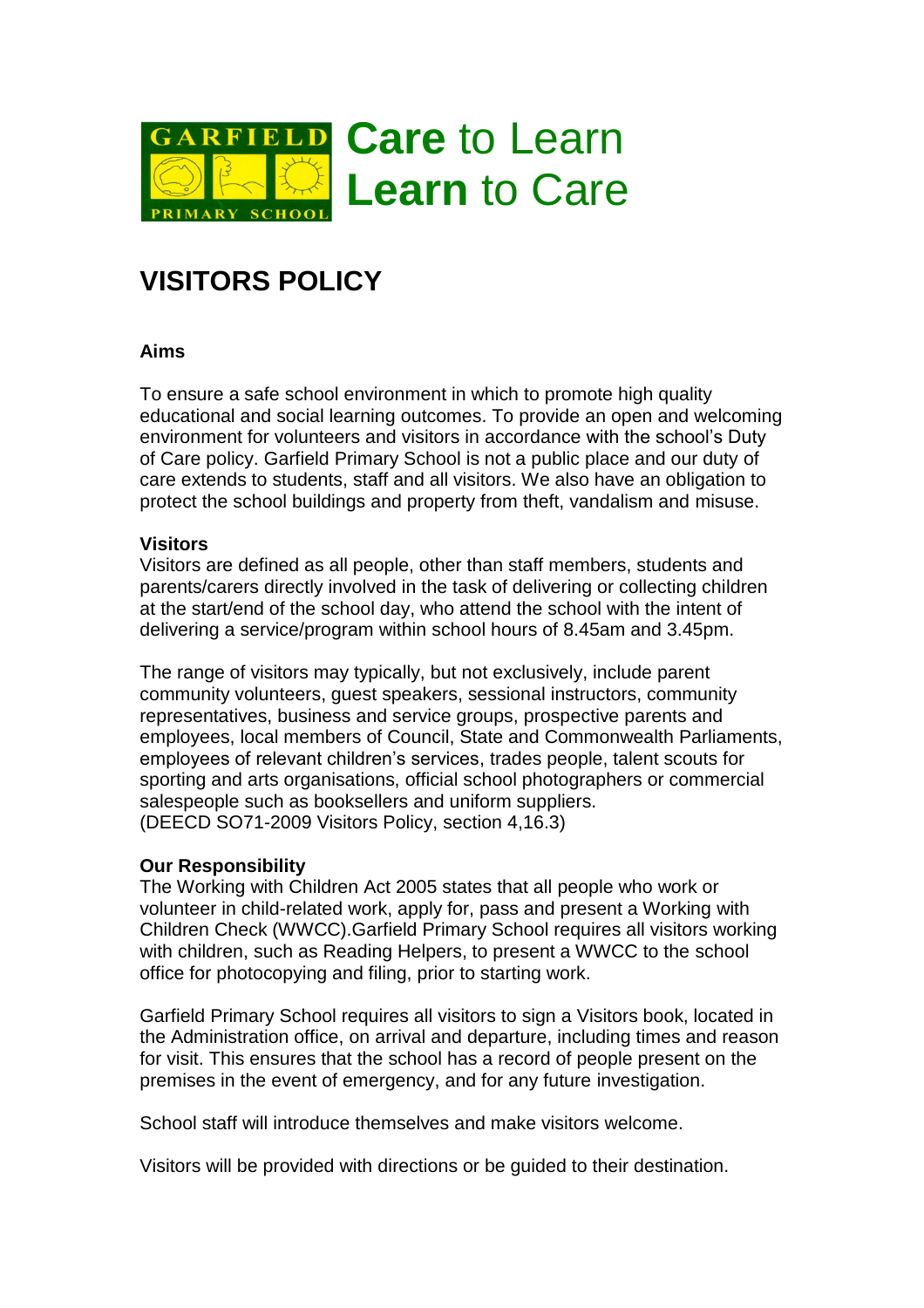GARFIELD PRIMARY SCHOOL

**Care** to Learn
**Learn** to Care

# VISITORS POLICY

### Aims

To ensure a safe school environment in which to promote high quality educational and social learning outcomes. To provide an open and welcoming environment for volunteers and visitors in accordance with the school's Duty of Care policy. Garfield Primary School is not a public place and our duty of care extends to students, staff and all visitors. We also have an obligation to protect the school buildings and property from theft, vandalism and misuse.

### Visitors

Visitors are defined as all people, other than staff members, students and parents/carers directly involved in the task of delivering or collecting children at the start/end of the school day, who attend the school with the intent of delivering a service/program within school hours of 8.45am and 3.45pm.

The range of visitors may typically, but not exclusively, include parent community volunteers, guest speakers, sessional instructors, community representatives, business and service groups, prospective parents and employees, local members of Council, State and Commonwealth Parliaments, employees of relevant children's services, trades people, talent scouts for sporting and arts organisations, official school photographers or commercial salespeople such as booksellers and uniform suppliers.
(DEECD SO71-2009 Visitors Policy, section 4,16.3)

### Our Responsibility

The Working with Children Act 2005 states that all people who work or volunteer in child-related work, apply for, pass and present a Working with Children Check (WWCC).Garfield Primary School requires all visitors working with children, such as Reading Helpers, to present a WWCC to the school office for photocopying and filing, prior to starting work.

Garfield Primary School requires all visitors to sign a Visitors book, located in the Administration office, on arrival and departure, including times and reason for visit. This ensures that the school has a record of people present on the premises in the event of emergency, and for any future investigation.

School staff will introduce themselves and make visitors welcome.

Visitors will be provided with directions or be guided to their destination.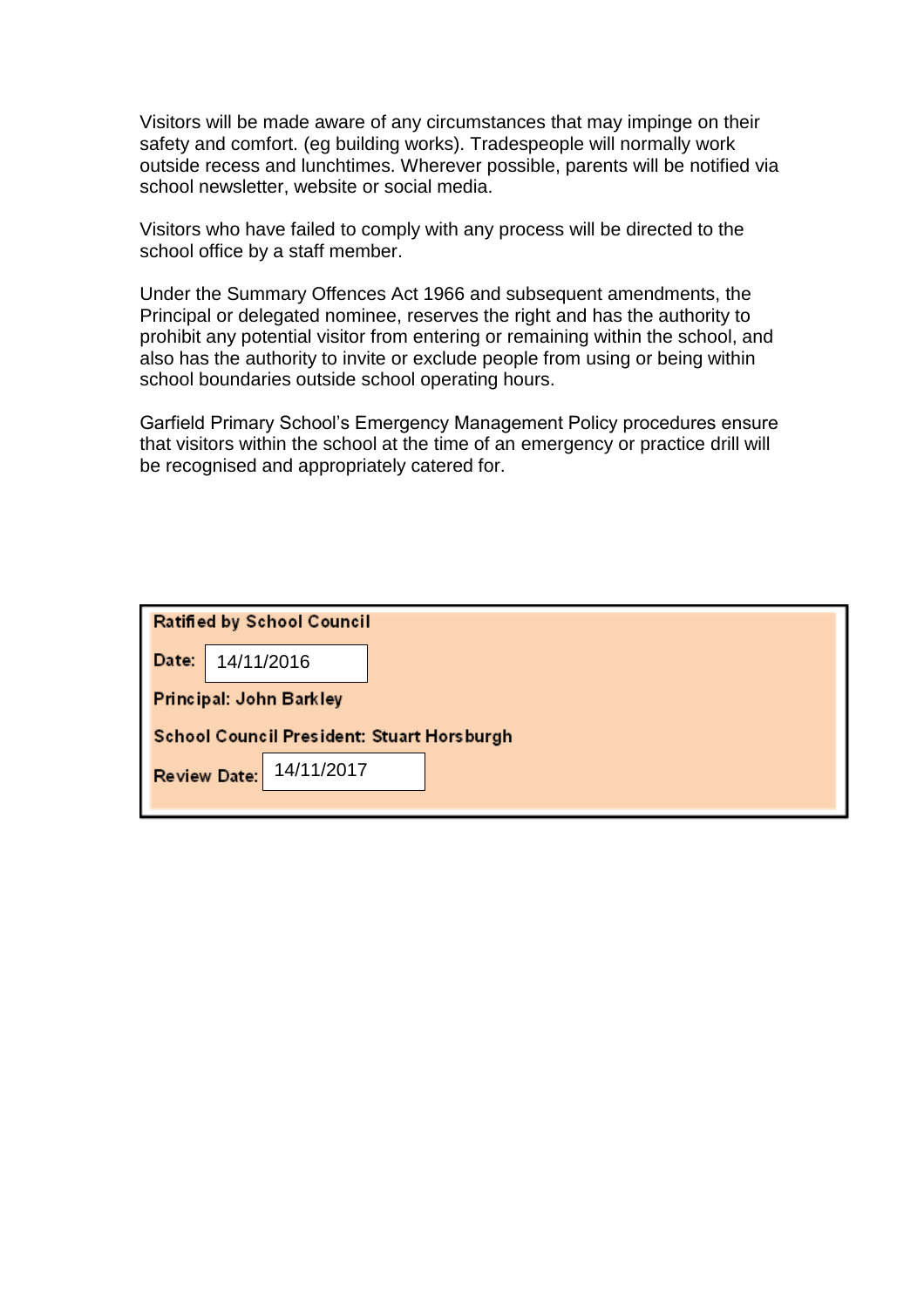Visitors will be made aware of any circumstances that may impinge on their safety and comfort. (eg building works). Tradespeople will normally work outside recess and lunchtimes. Wherever possible, parents will be notified via school newsletter, website or social media.

Visitors who have failed to comply with any process will be directed to the school office by a staff member.

Under the Summary Offences Act 1966 and subsequent amendments, the Principal or delegated nominee, reserves the right and has the authority to prohibit any potential visitor from entering or remaining within the school, and also has the authority to invite or exclude people from using or being within school boundaries outside school operating hours.

Garfield Primary School's Emergency Management Policy procedures ensure that visitors within the school at the time of an emergency or practice drill will be recognised and appropriately catered for.

**Ratified by School Council**

**Date:** 14/11/2016

**Principal: John Barkley**

**School Council President: Stuart Horsburgh**

**Review Date:** 14/11/2017